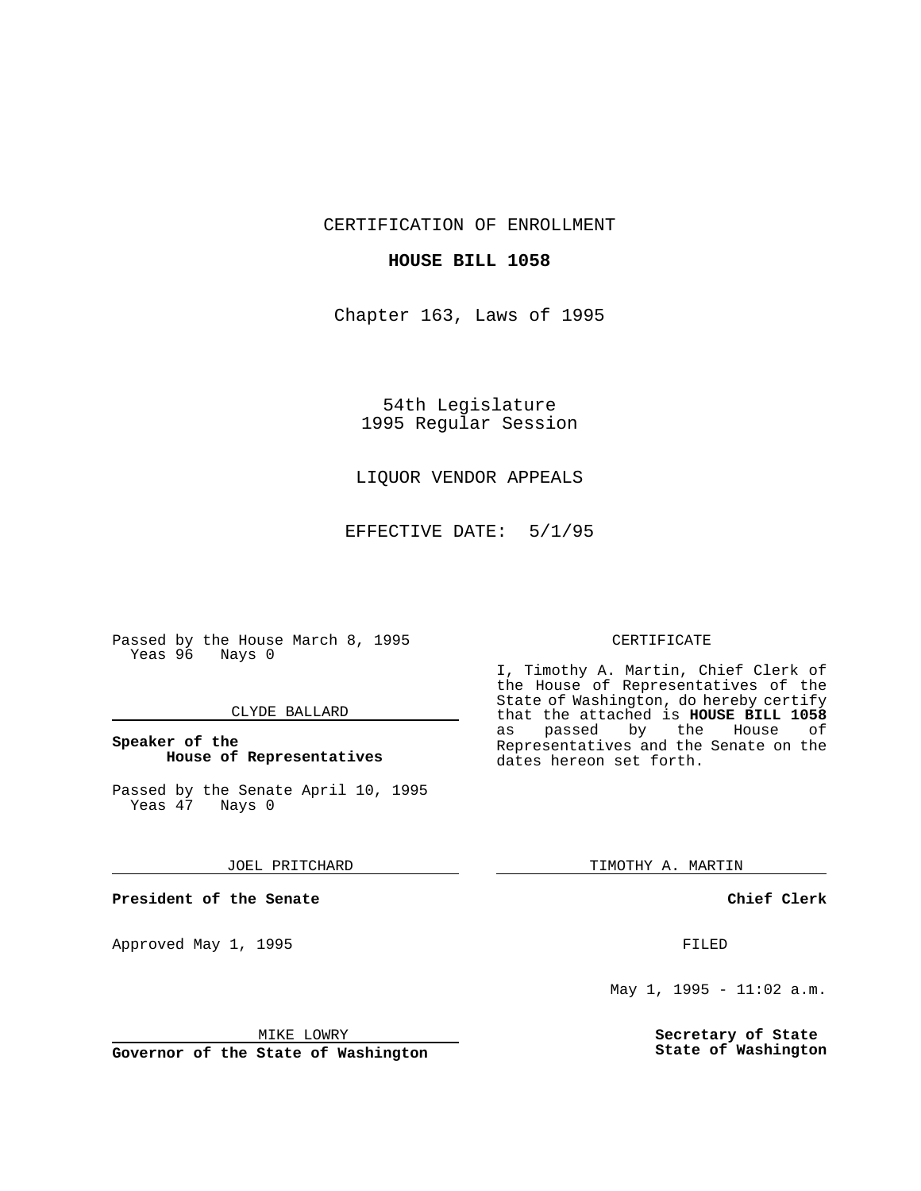CERTIFICATION OF ENROLLMENT

**HOUSE BILL 1058**

Chapter 163, Laws of 1995

54th Legislature
1995 Regular Session

LIQUOR VENDOR APPEALS

EFFECTIVE DATE: 5/1/95

Passed by the House March 8, 1995
Yeas 96 Nays 0

CLYDE BALLARD

**Speaker of the House of Representatives**

Passed by the Senate April 10, 1995
Yeas 47 Nays 0

JOEL PRITCHARD

**President of the Senate**

Approved May 1, 1995

MIKE LOWRY

**Governor of the State of Washington**

CERTIFICATE

I, Timothy A. Martin, Chief Clerk of the House of Representatives of the State of Washington, do hereby certify that the attached is **HOUSE BILL 1058** as passed by the House of Representatives and the Senate on the dates hereon set forth.

TIMOTHY A. MARTIN

**Chief Clerk**

FILED

May 1, 1995 - 11:02 a.m.

**Secretary of State State of Washington**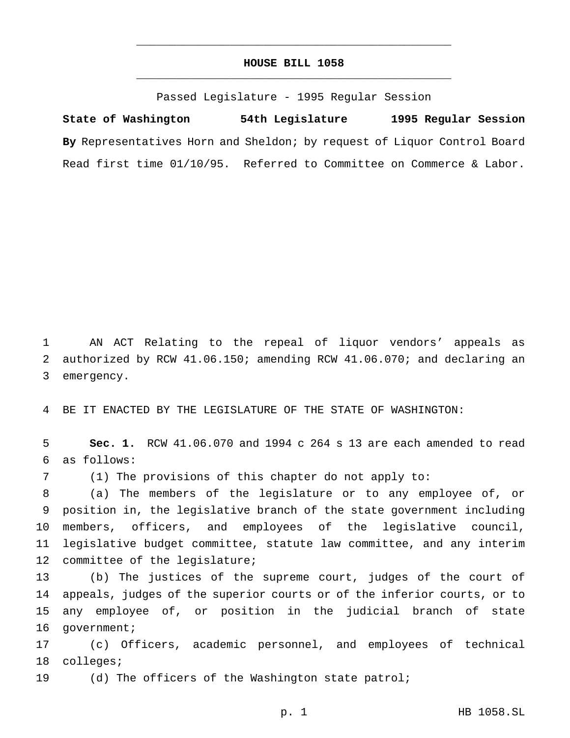# HOUSE BILL 1058

Passed Legislature - 1995 Regular Session

**State of Washington 54th Legislature 1995 Regular Session**

**By** Representatives Horn and Sheldon; by request of Liquor Control Board

Read first time 01/10/95. Referred to Committee on Commerce & Labor.

AN ACT Relating to the repeal of liquor vendors' appeals as authorized by RCW 41.06.150; amending RCW 41.06.070; and declaring an emergency.

BE IT ENACTED BY THE LEGISLATURE OF THE STATE OF WASHINGTON:

**Sec. 1.** RCW 41.06.070 and 1994 c 264 s 13 are each amended to read as follows:

(1) The provisions of this chapter do not apply to:

(a) The members of the legislature or to any employee of, or position in, the legislative branch of the state government including members, officers, and employees of the legislative council, legislative budget committee, statute law committee, and any interim committee of the legislature;

(b) The justices of the supreme court, judges of the court of appeals, judges of the superior courts or of the inferior courts, or to any employee of, or position in the judicial branch of state government;

(c) Officers, academic personnel, and employees of technical colleges;

(d) The officers of the Washington state patrol;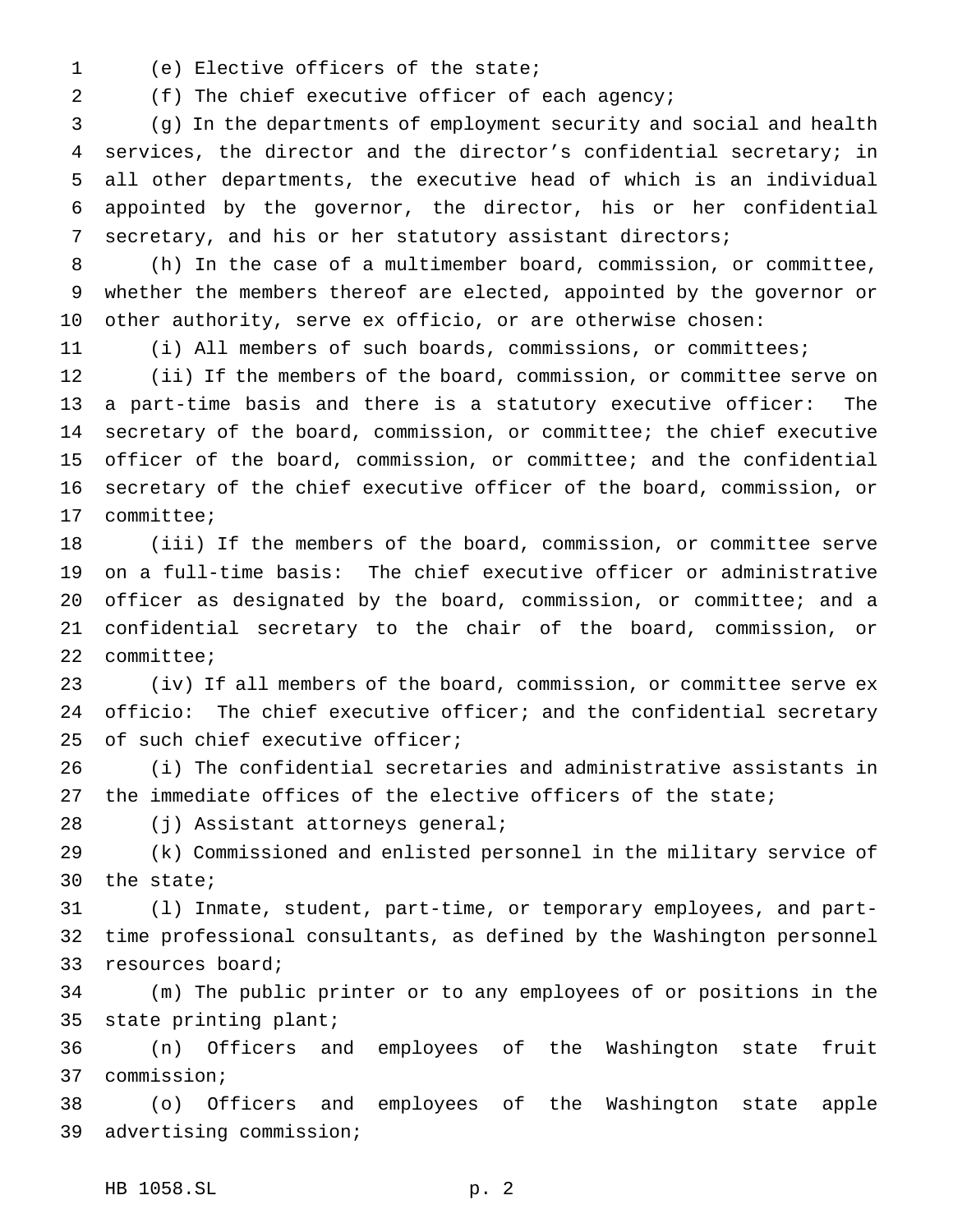(e) Elective officers of the state;

(f) The chief executive officer of each agency;

(g) In the departments of employment security and social and health services, the director and the director's confidential secretary; in all other departments, the executive head of which is an individual appointed by the governor, the director, his or her confidential secretary, and his or her statutory assistant directors;

(h) In the case of a multimember board, commission, or committee, whether the members thereof are elected, appointed by the governor or other authority, serve ex officio, or are otherwise chosen:

(i) All members of such boards, commissions, or committees;

(ii) If the members of the board, commission, or committee serve on a part-time basis and there is a statutory executive officer: The secretary of the board, commission, or committee; the chief executive officer of the board, commission, or committee; and the confidential secretary of the chief executive officer of the board, commission, or committee;

(iii) If the members of the board, commission, or committee serve on a full-time basis: The chief executive officer or administrative officer as designated by the board, commission, or committee; and a confidential secretary to the chair of the board, commission, or committee;

(iv) If all members of the board, commission, or committee serve ex officio: The chief executive officer; and the confidential secretary of such chief executive officer;

(i) The confidential secretaries and administrative assistants in the immediate offices of the elective officers of the state;

(j) Assistant attorneys general;

(k) Commissioned and enlisted personnel in the military service of the state;

(l) Inmate, student, part-time, or temporary employees, and part-time professional consultants, as defined by the Washington personnel resources board;

(m) The public printer or to any employees of or positions in the state printing plant;

(n) Officers and employees of the Washington state fruit commission;

(o) Officers and employees of the Washington state apple advertising commission;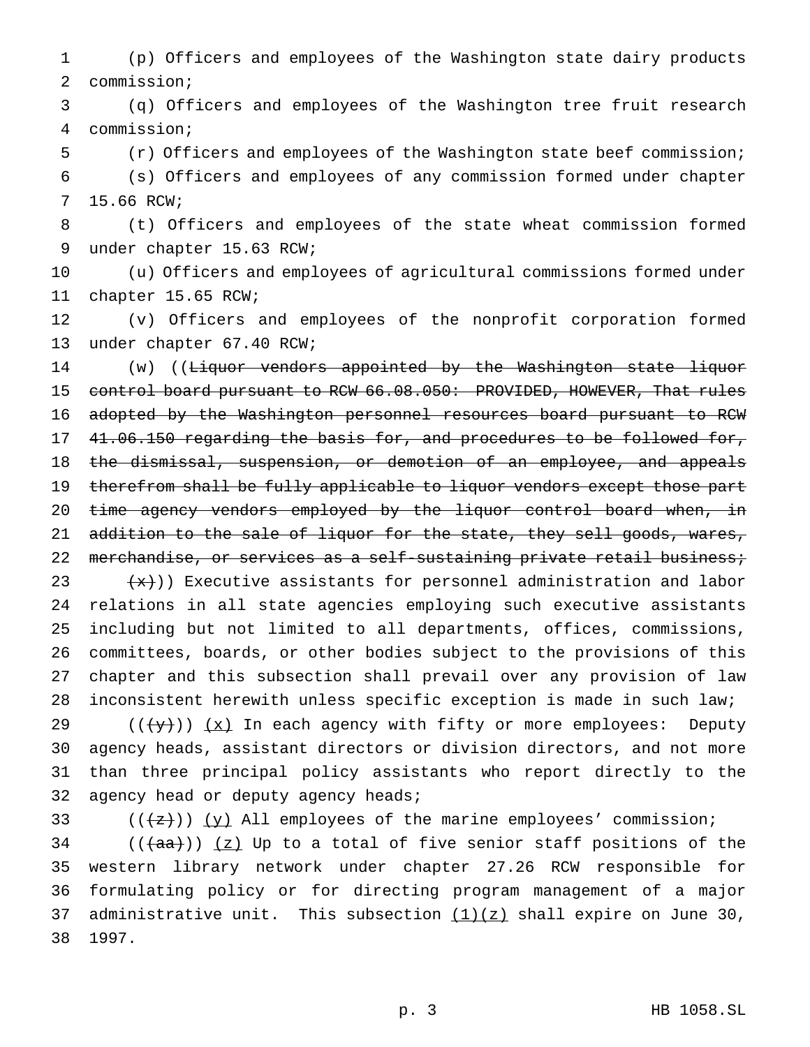(p) Officers and employees of the Washington state dairy products commission;

(q) Officers and employees of the Washington tree fruit research commission;

(r) Officers and employees of the Washington state beef commission;

(s) Officers and employees of any commission formed under chapter 15.66 RCW;

(t) Officers and employees of the state wheat commission formed under chapter 15.63 RCW;

(u) Officers and employees of agricultural commissions formed under chapter 15.65 RCW;

(v) Officers and employees of the nonprofit corporation formed under chapter 67.40 RCW;

(w) ((~~Liquor vendors appointed by the Washington state liquor control board pursuant to RCW 66.08.050: PROVIDED, HOWEVER, That rules adopted by the Washington personnel resources board pursuant to RCW 41.06.150 regarding the basis for, and procedures to be followed for, the dismissal, suspension, or demotion of an employee, and appeals therefrom shall be fully applicable to liquor vendors except those part time agency vendors employed by the liquor control board when, in addition to the sale of liquor for the state, they sell goods, wares, merchandise, or services as a self-sustaining private retail business;~~

~~(x)~~)) Executive assistants for personnel administration and labor relations in all state agencies employing such executive assistants including but not limited to all departments, offices, commissions, committees, boards, or other bodies subject to the provisions of this chapter and this subsection shall prevail over any provision of law inconsistent herewith unless specific exception is made in such law;

((~~(y)~~)) <u>(x)</u> In each agency with fifty or more employees: Deputy agency heads, assistant directors or division directors, and not more than three principal policy assistants who report directly to the agency head or deputy agency heads;

((~~(z)~~)) <u>(y)</u> All employees of the marine employees' commission;

((~~(aa)~~)) <u>(z)</u> Up to a total of five senior staff positions of the western library network under chapter 27.26 RCW responsible for formulating policy or for directing program management of a major administrative unit. This subsection <u>(1)(z)</u> shall expire on June 30, 1997.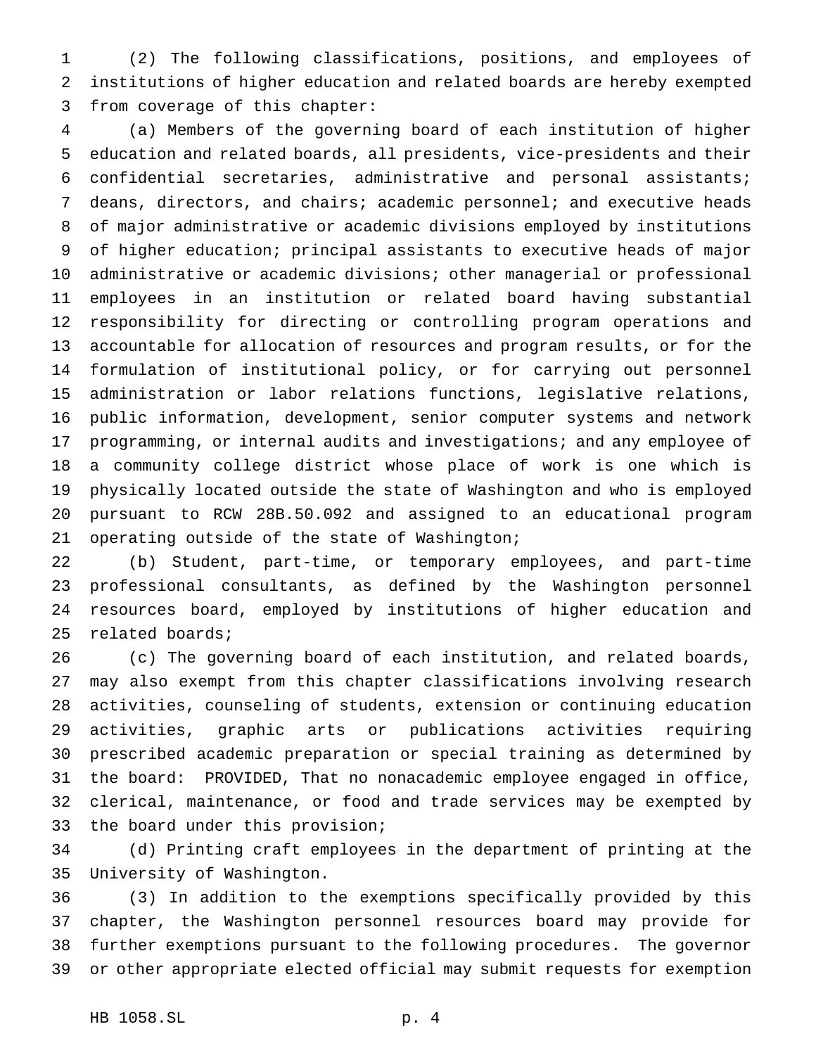(2) The following classifications, positions, and employees of institutions of higher education and related boards are hereby exempted from coverage of this chapter:

(a) Members of the governing board of each institution of higher education and related boards, all presidents, vice-presidents and their confidential secretaries, administrative and personal assistants; deans, directors, and chairs; academic personnel; and executive heads of major administrative or academic divisions employed by institutions of higher education; principal assistants to executive heads of major administrative or academic divisions; other managerial or professional employees in an institution or related board having substantial responsibility for directing or controlling program operations and accountable for allocation of resources and program results, or for the formulation of institutional policy, or for carrying out personnel administration or labor relations functions, legislative relations, public information, development, senior computer systems and network programming, or internal audits and investigations; and any employee of a community college district whose place of work is one which is physically located outside the state of Washington and who is employed pursuant to RCW 28B.50.092 and assigned to an educational program operating outside of the state of Washington;

(b) Student, part-time, or temporary employees, and part-time professional consultants, as defined by the Washington personnel resources board, employed by institutions of higher education and related boards;

(c) The governing board of each institution, and related boards, may also exempt from this chapter classifications involving research activities, counseling of students, extension or continuing education activities, graphic arts or publications activities requiring prescribed academic preparation or special training as determined by the board: PROVIDED, That no nonacademic employee engaged in office, clerical, maintenance, or food and trade services may be exempted by the board under this provision;

(d) Printing craft employees in the department of printing at the University of Washington.

(3) In addition to the exemptions specifically provided by this chapter, the Washington personnel resources board may provide for further exemptions pursuant to the following procedures. The governor or other appropriate elected official may submit requests for exemption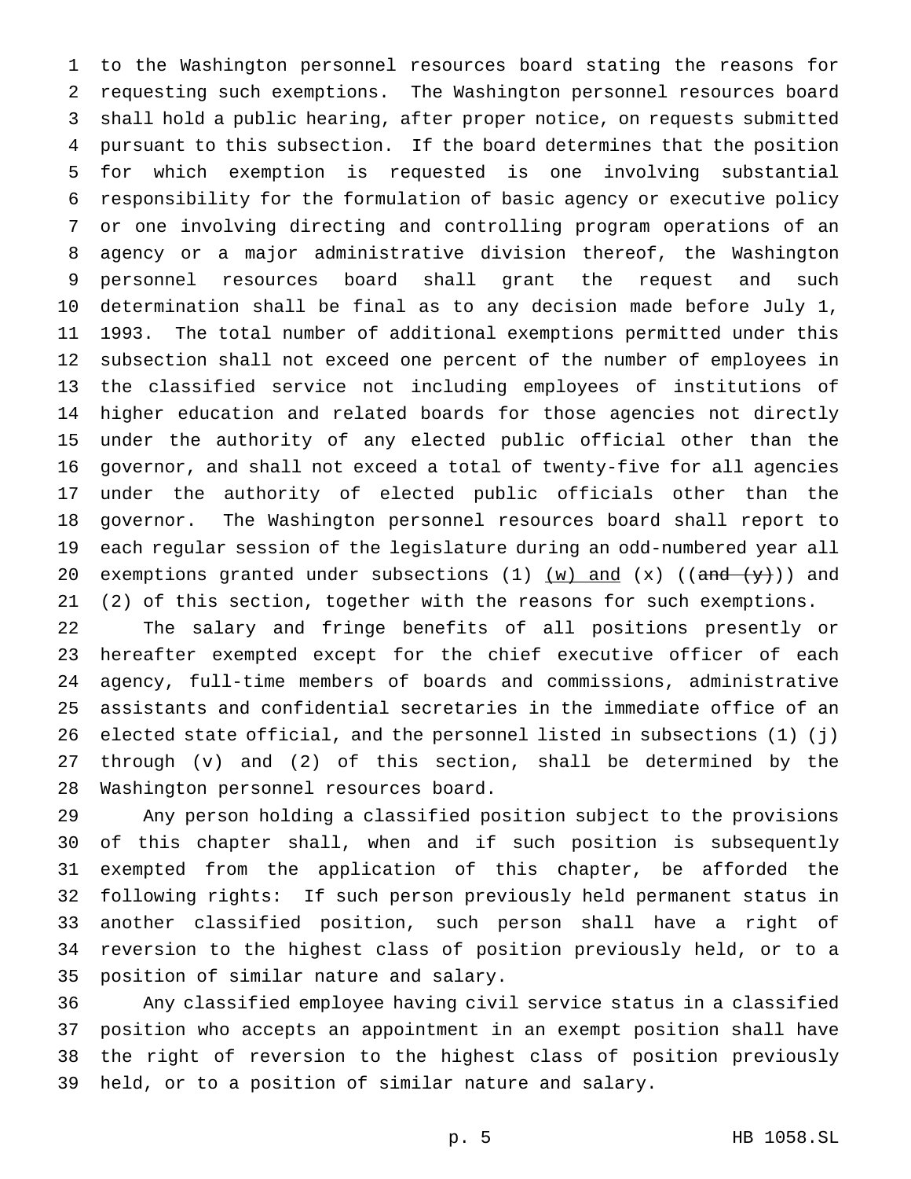to the Washington personnel resources board stating the reasons for requesting such exemptions. The Washington personnel resources board shall hold a public hearing, after proper notice, on requests submitted pursuant to this subsection. If the board determines that the position for which exemption is requested is one involving substantial responsibility for the formulation of basic agency or executive policy or one involving directing and controlling program operations of an agency or a major administrative division thereof, the Washington personnel resources board shall grant the request and such determination shall be final as to any decision made before July 1, 1993. The total number of additional exemptions permitted under this subsection shall not exceed one percent of the number of employees in the classified service not including employees of institutions of higher education and related boards for those agencies not directly under the authority of any elected public official other than the governor, and shall not exceed a total of twenty-five for all agencies under the authority of elected public officials other than the governor. The Washington personnel resources board shall report to each regular session of the legislature during an odd-numbered year all exemptions granted under subsections (1) <u>(w) and</u> (x) ((~~and (y)~~)) and (2) of this section, together with the reasons for such exemptions.

The salary and fringe benefits of all positions presently or hereafter exempted except for the chief executive officer of each agency, full-time members of boards and commissions, administrative assistants and confidential secretaries in the immediate office of an elected state official, and the personnel listed in subsections (1) (j) through (v) and (2) of this section, shall be determined by the Washington personnel resources board.

Any person holding a classified position subject to the provisions of this chapter shall, when and if such position is subsequently exempted from the application of this chapter, be afforded the following rights: If such person previously held permanent status in another classified position, such person shall have a right of reversion to the highest class of position previously held, or to a position of similar nature and salary.

Any classified employee having civil service status in a classified position who accepts an appointment in an exempt position shall have the right of reversion to the highest class of position previously held, or to a position of similar nature and salary.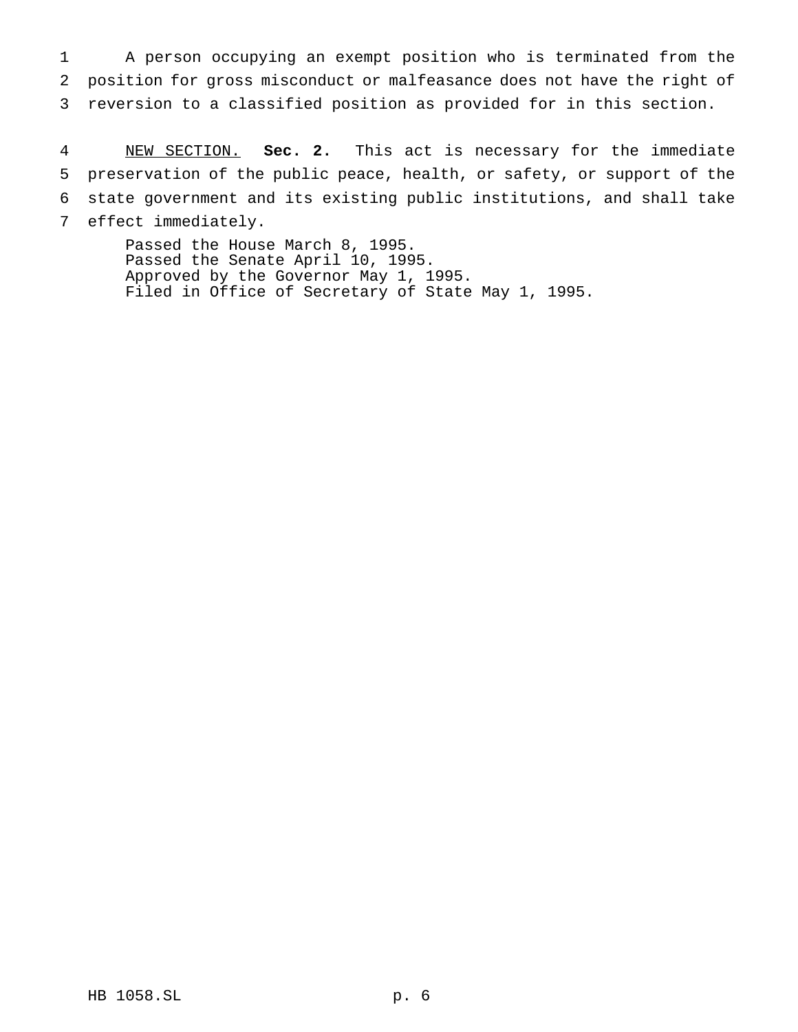A person occupying an exempt position who is terminated from the position for gross misconduct or malfeasance does not have the right of reversion to a classified position as provided for in this section.

NEW SECTION. **Sec. 2.** This act is necessary for the immediate preservation of the public peace, health, or safety, or support of the state government and its existing public institutions, and shall take effect immediately.

Passed the House March 8, 1995.
Passed the Senate April 10, 1995.
Approved by the Governor May 1, 1995.
Filed in Office of Secretary of State May 1, 1995.